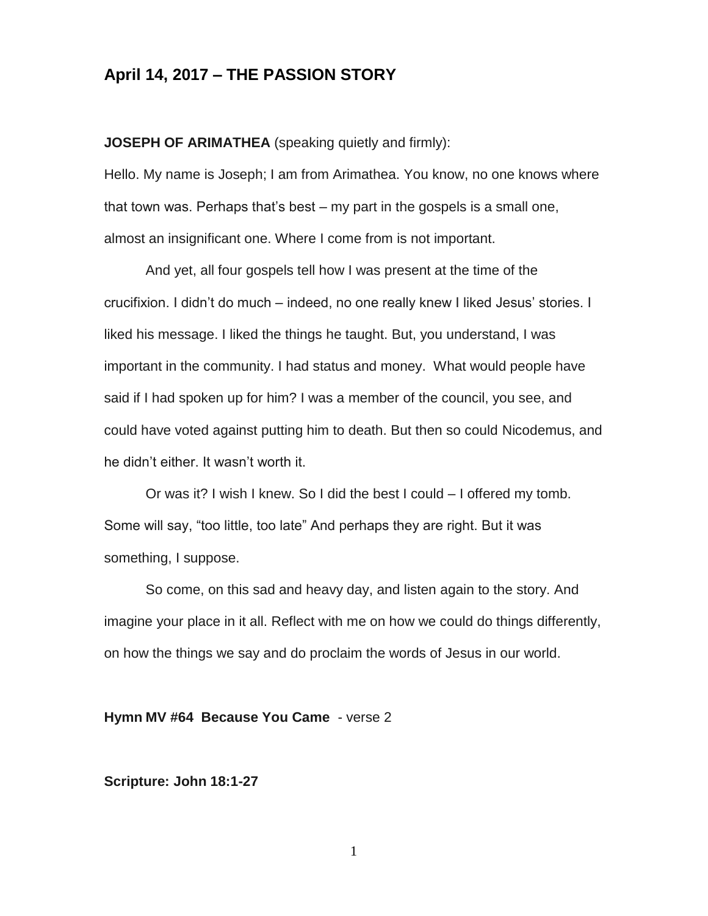## April 14, 2017 – THE PASSION STORY

**JOSEPH OF ARIMATHEA** (speaking quietly and firmly):

Hello. My name is Joseph; I am from Arimathea. You know, no one knows where that town was. Perhaps that's best – my part in the gospels is a small one, almost an insignificant one. Where I come from is not important.

And yet, all four gospels tell how I was present at the time of the crucifixion. I didn't do much – indeed, no one really knew I liked Jesus' stories. I liked his message. I liked the things he taught. But, you understand, I was important in the community. I had status and money. What would people have said if I had spoken up for him? I was a member of the council, you see, and could have voted against putting him to death. But then so could Nicodemus, and he didn't either. It wasn't worth it.

Or was it? I wish I knew. So I did the best I could – I offered my tomb. Some will say, "too little, too late" And perhaps they are right. But it was something, I suppose.

So come, on this sad and heavy day, and listen again to the story. And imagine your place in it all. Reflect with me on how we could do things differently, on how the things we say and do proclaim the words of Jesus in our world.

**Hymn MV #64 Because You Came** - verse 2

**Scripture: John 18:1-27**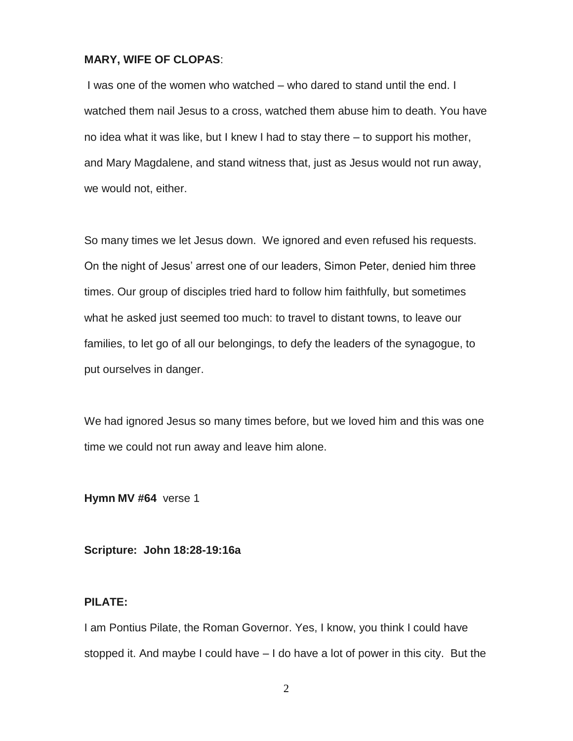**MARY, WIFE OF CLOPAS**:

I was one of the women who watched – who dared to stand until the end. I watched them nail Jesus to a cross, watched them abuse him to death. You have no idea what it was like, but I knew I had to stay there – to support his mother, and Mary Magdalene, and stand witness that, just as Jesus would not run away, we would not, either.

So many times we let Jesus down. We ignored and even refused his requests. On the night of Jesus' arrest one of our leaders, Simon Peter, denied him three times. Our group of disciples tried hard to follow him faithfully, but sometimes what he asked just seemed too much: to travel to distant towns, to leave our families, to let go of all our belongings, to defy the leaders of the synagogue, to put ourselves in danger.

We had ignored Jesus so many times before, but we loved him and this was one time we could not run away and leave him alone.

**Hymn MV #64** verse 1

**Scripture: John 18:28-19:16a**

**PILATE:**

I am Pontius Pilate, the Roman Governor. Yes, I know, you think I could have stopped it. And maybe I could have – I do have a lot of power in this city. But the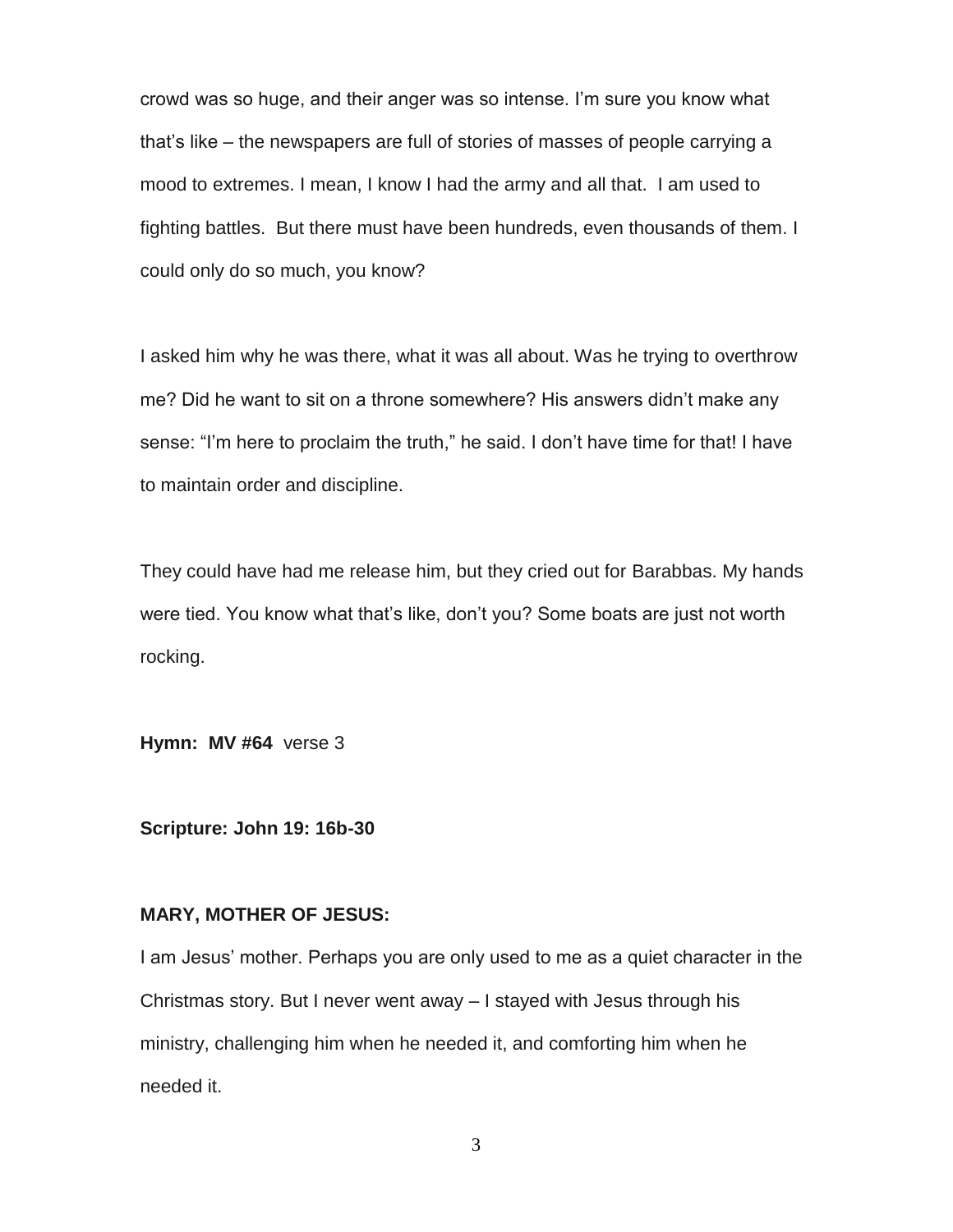crowd was so huge, and their anger was so intense. I'm sure you know what that's like – the newspapers are full of stories of masses of people carrying a mood to extremes. I mean, I know I had the army and all that. I am used to fighting battles. But there must have been hundreds, even thousands of them. I could only do so much, you know?

I asked him why he was there, what it was all about. Was he trying to overthrow me? Did he want to sit on a throne somewhere? His answers didn't make any sense: "I'm here to proclaim the truth," he said. I don't have time for that! I have to maintain order and discipline.

They could have had me release him, but they cried out for Barabbas. My hands were tied. You know what that's like, don't you? Some boats are just not worth rocking.

**Hymn: MV #64** verse 3

**Scripture: John 19: 16b-30**

**MARY, MOTHER OF JESUS:**

I am Jesus' mother. Perhaps you are only used to me as a quiet character in the Christmas story. But I never went away – I stayed with Jesus through his ministry, challenging him when he needed it, and comforting him when he needed it.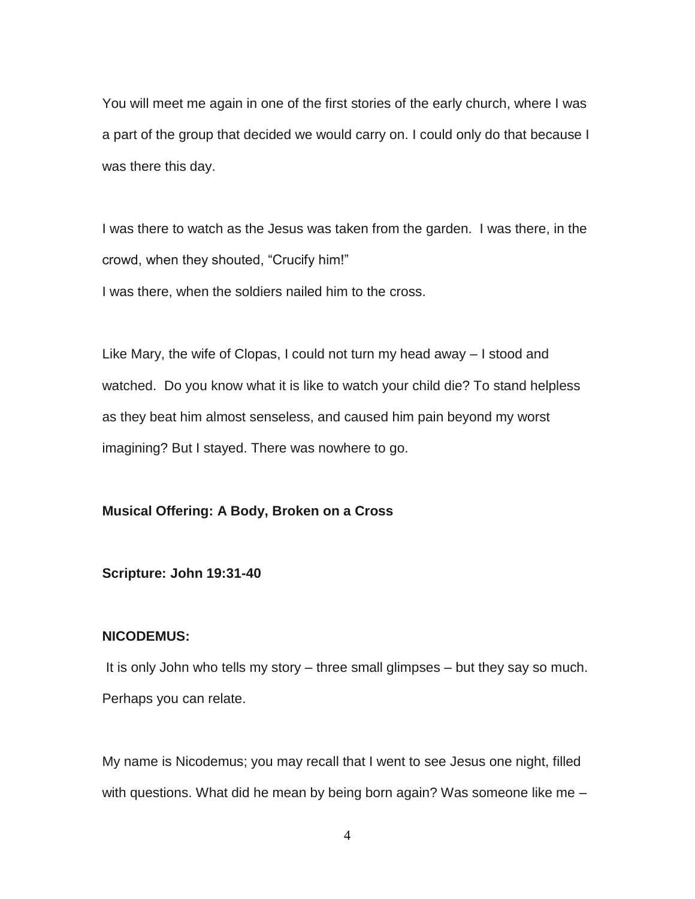You will meet me again in one of the first stories of the early church, where I was a part of the group that decided we would carry on. I could only do that because I was there this day.

I was there to watch as the Jesus was taken from the garden. I was there, in the crowd, when they shouted, “Crucify him!”
I was there, when the soldiers nailed him to the cross.

Like Mary, the wife of Clopas, I could not turn my head away – I stood and watched. Do you know what it is like to watch your child die? To stand helpless as they beat him almost senseless, and caused him pain beyond my worst imagining? But I stayed. There was nowhere to go.

**Musical Offering: A Body, Broken on a Cross**

**Scripture: John 19:31-40**

**NICODEMUS:**

It is only John who tells my story – three small glimpses – but they say so much. Perhaps you can relate.

My name is Nicodemus; you may recall that I went to see Jesus one night, filled with questions. What did he mean by being born again? Was someone like me –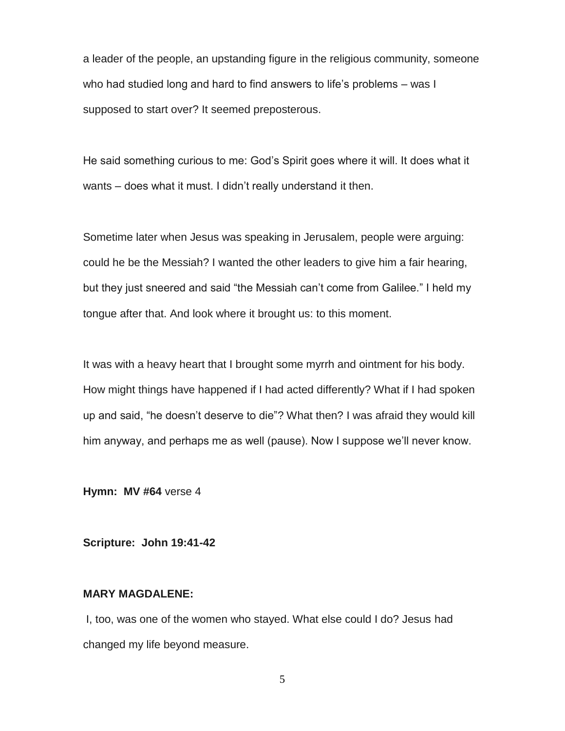a leader of the people, an upstanding figure in the religious community, someone who had studied long and hard to find answers to life's problems – was I supposed to start over? It seemed preposterous.

He said something curious to me: God's Spirit goes where it will. It does what it wants – does what it must. I didn't really understand it then.

Sometime later when Jesus was speaking in Jerusalem, people were arguing: could he be the Messiah? I wanted the other leaders to give him a fair hearing, but they just sneered and said "the Messiah can't come from Galilee." I held my tongue after that. And look where it brought us: to this moment.

It was with a heavy heart that I brought some myrrh and ointment for his body. How might things have happened if I had acted differently? What if I had spoken up and said, "he doesn't deserve to die"? What then? I was afraid they would kill him anyway, and perhaps me as well (pause). Now I suppose we'll never know.

**Hymn: MV #64** verse 4

**Scripture: John 19:41-42**

**MARY MAGDALENE:**

I, too, was one of the women who stayed. What else could I do? Jesus had changed my life beyond measure.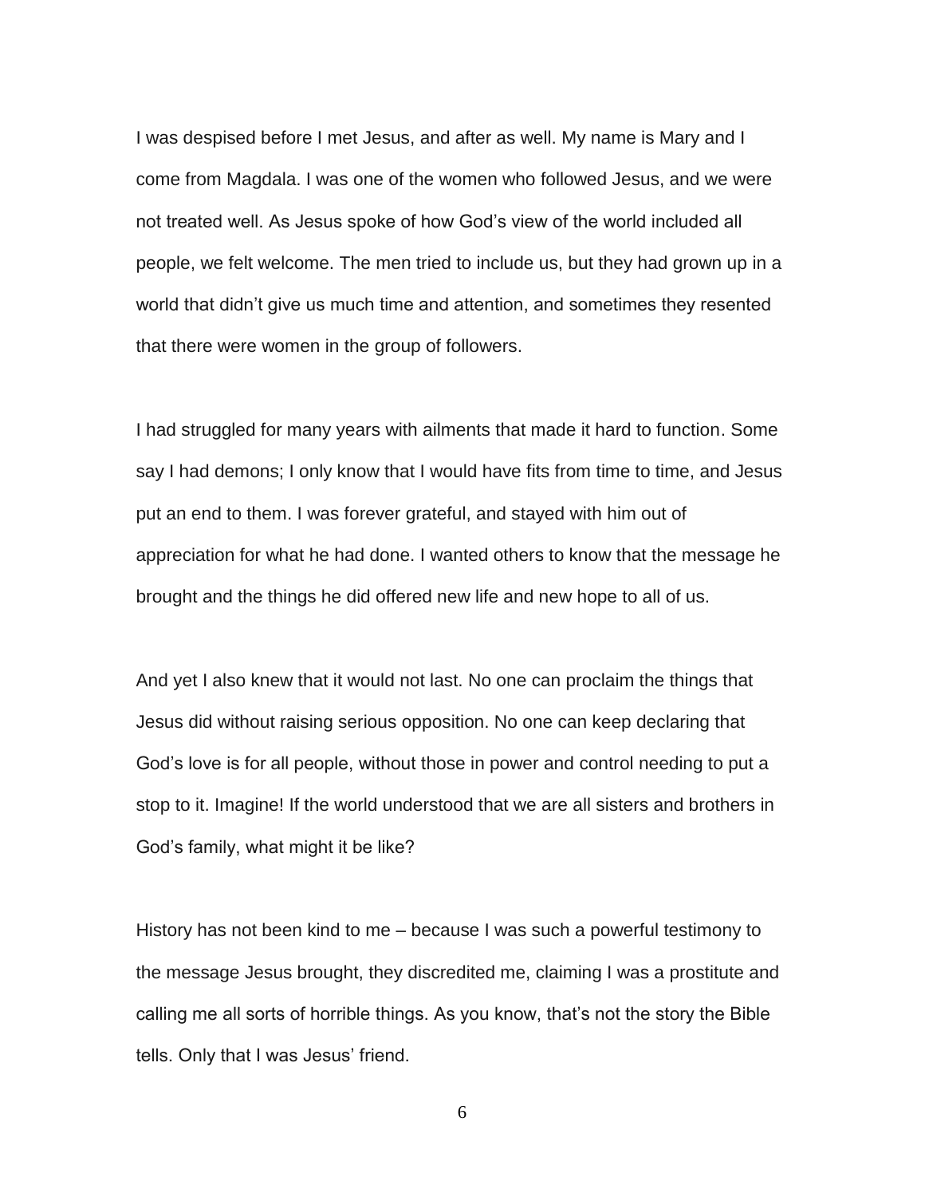I was despised before I met Jesus, and after as well. My name is Mary and I come from Magdala. I was one of the women who followed Jesus, and we were not treated well. As Jesus spoke of how God's view of the world included all people, we felt welcome. The men tried to include us, but they had grown up in a world that didn't give us much time and attention, and sometimes they resented that there were women in the group of followers.

I had struggled for many years with ailments that made it hard to function. Some say I had demons; I only know that I would have fits from time to time, and Jesus put an end to them. I was forever grateful, and stayed with him out of appreciation for what he had done. I wanted others to know that the message he brought and the things he did offered new life and new hope to all of us.

And yet I also knew that it would not last. No one can proclaim the things that Jesus did without raising serious opposition. No one can keep declaring that God's love is for all people, without those in power and control needing to put a stop to it. Imagine! If the world understood that we are all sisters and brothers in God's family, what might it be like?

History has not been kind to me – because I was such a powerful testimony to the message Jesus brought, they discredited me, claiming I was a prostitute and calling me all sorts of horrible things. As you know, that's not the story the Bible tells. Only that I was Jesus' friend.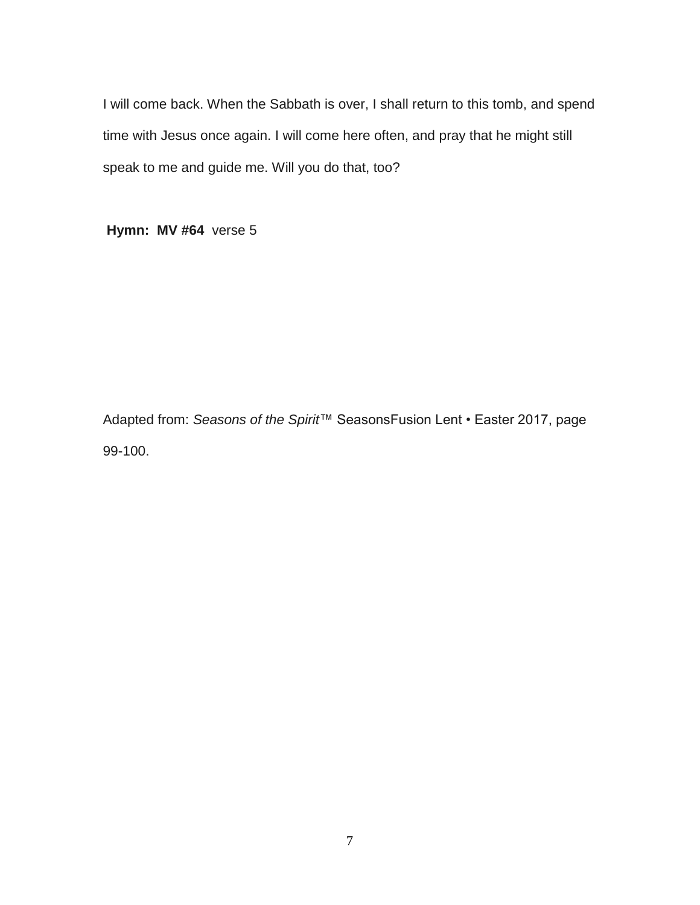I will come back. When the Sabbath is over, I shall return to this tomb, and spend time with Jesus once again. I will come here often, and pray that he might still speak to me and guide me. Will you do that, too?

**Hymn: MV #64** verse 5

Adapted from: *Seasons of the Spirit™* SeasonsFusion Lent • Easter 2017, page 99-100.